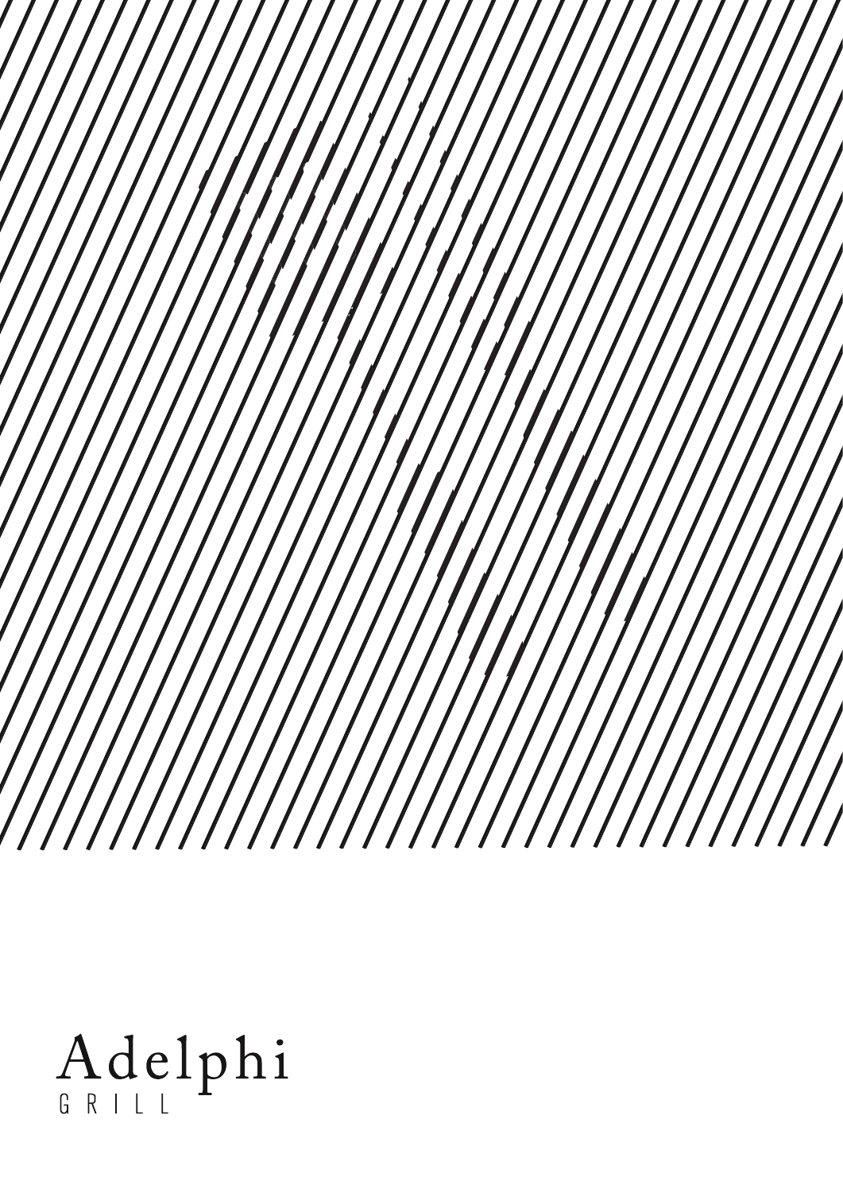# Adelphi

GRILL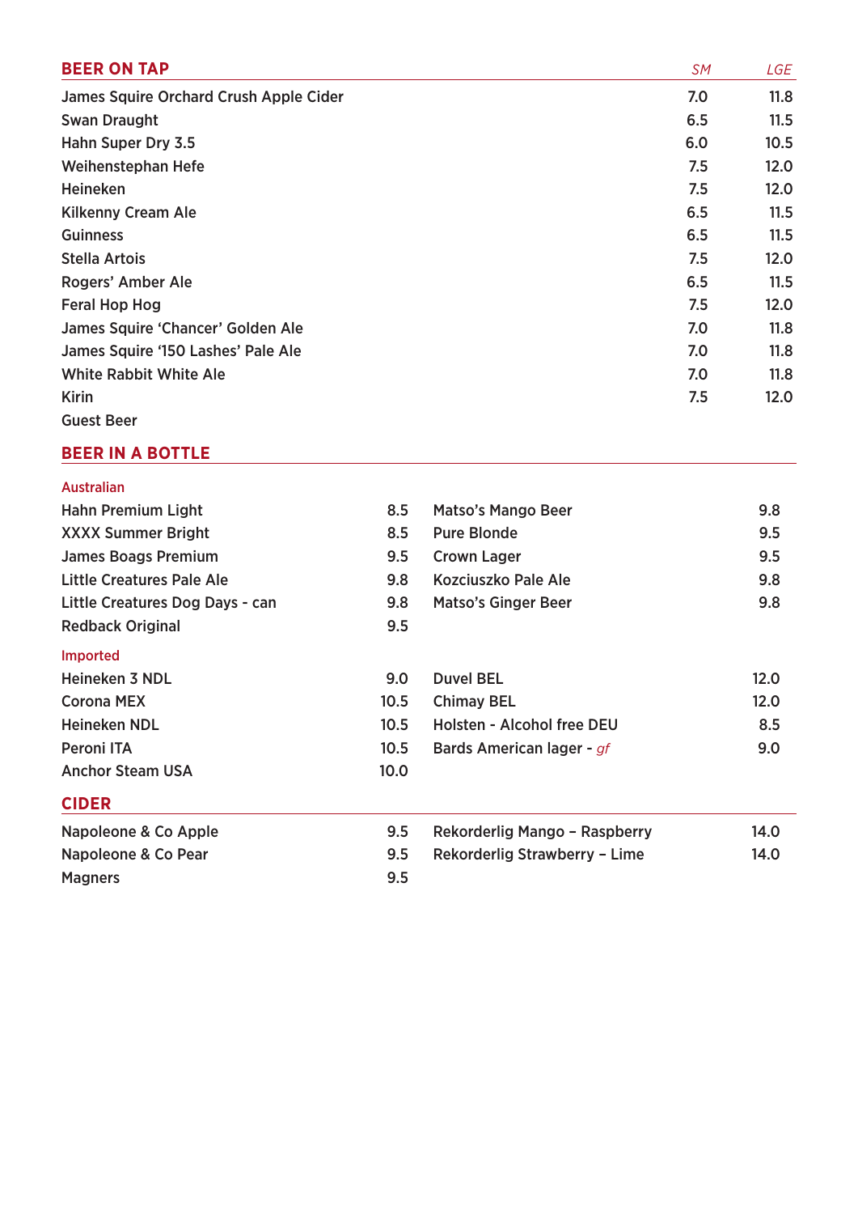## BEER ON TAP

| | SM | LGE |
|---|---|---|
| James Squire Orchard Crush Apple Cider | 7.0 | 11.8 |
| Swan Draught | 6.5 | 11.5 |
| Hahn Super Dry 3.5 | 6.0 | 10.5 |
| Weihenstephan Hefe | 7.5 | 12.0 |
| Heineken | 7.5 | 12.0 |
| Kilkenny Cream Ale | 6.5 | 11.5 |
| Guinness | 6.5 | 11.5 |
| Stella Artois | 7.5 | 12.0 |
| Rogers' Amber Ale | 6.5 | 11.5 |
| Feral Hop Hog | 7.5 | 12.0 |
| James Squire 'Chancer' Golden Ale | 7.0 | 11.8 |
| James Squire '150 Lashes' Pale Ale | 7.0 | 11.8 |
| White Rabbit White Ale | 7.0 | 11.8 |
| Kirin | 7.5 | 12.0 |
| Guest Beer | | |

## BEER IN A BOTTLE

### Australian

| | |
|---|---|
| Hahn Premium Light | 8.5 |
| XXXX Summer Bright | 8.5 |
| James Boags Premium | 9.5 |
| Little Creatures Pale Ale | 9.8 |
| Little Creatures Dog Days - can | 9.8 |
| Redback Original | 9.5 |
| Matso's Mango Beer | 9.8 |
| Pure Blonde | 9.5 |
| Crown Lager | 9.5 |
| Kozciuszko Pale Ale | 9.8 |
| Matso's Ginger Beer | 9.8 |

### Imported

| | |
|---|---|
| Heineken 3 NDL | 9.0 |
| Corona MEX | 10.5 |
| Heineken NDL | 10.5 |
| Peroni ITA | 10.5 |
| Anchor Steam USA | 10.0 |
| Duvel BEL | 12.0 |
| Chimay BEL | 12.0 |
| Holsten - Alcohol free DEU | 8.5 |
| Bards American lager - *gf* | 9.0 |

## CIDER

| | |
|---|---|
| Napoleone & Co Apple | 9.5 |
| Napoleone & Co Pear | 9.5 |
| Magners | 9.5 |
| Rekorderlig Mango – Raspberry | 14.0 |
| Rekorderlig Strawberry – Lime | 14.0 |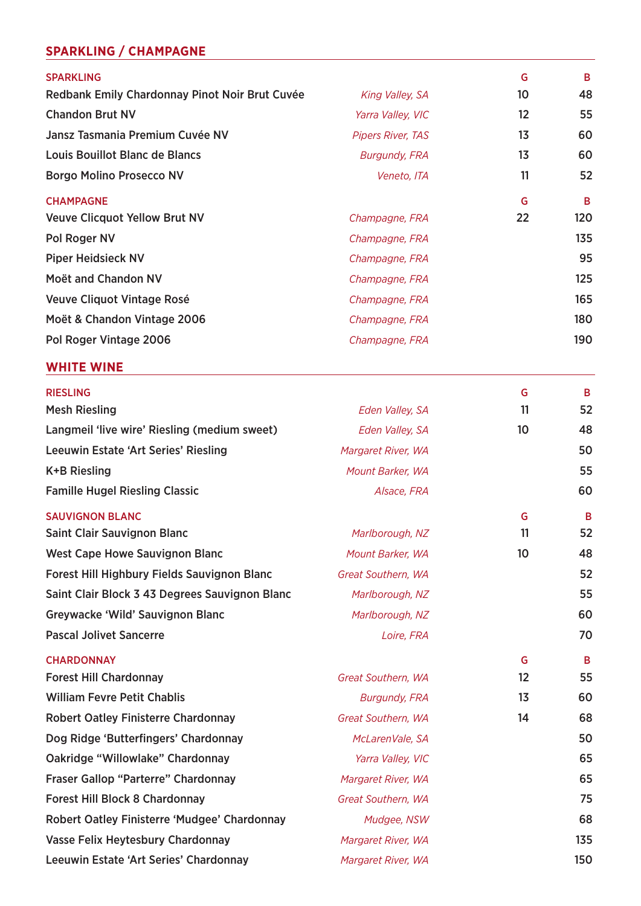## SPARKLING / CHAMPAGNE

| SPARKLING | | G | B |
|---|---|---|---|
| Redbank Emily Chardonnay Pinot Noir Brut Cuvée | *King Valley, SA* | 10 | 48 |
| Chandon Brut NV | *Yarra Valley, VIC* | 12 | 55 |
| Jansz Tasmania Premium Cuvée NV | *Pipers River, TAS* | 13 | 60 |
| Louis Bouillot Blanc de Blancs | *Burgundy, FRA* | 13 | 60 |
| Borgo Molino Prosecco NV | *Veneto, ITA* | 11 | 52 |

| CHAMPAGNE | | G | B |
|---|---|---|---|
| Veuve Clicquot Yellow Brut NV | *Champagne, FRA* | 22 | 120 |
| Pol Roger NV | *Champagne, FRA* | | 135 |
| Piper Heidsieck NV | *Champagne, FRA* | | 95 |
| Moët and Chandon NV | *Champagne, FRA* | | 125 |
| Veuve Cliquot Vintage Rosé | *Champagne, FRA* | | 165 |
| Moët & Chandon Vintage 2006 | *Champagne, FRA* | | 180 |
| Pol Roger Vintage 2006 | *Champagne, FRA* | | 190 |

## WHITE WINE

| RIESLING | | G | B |
|---|---|---|---|
| Mesh Riesling | *Eden Valley, SA* | 11 | 52 |
| Langmeil 'live wire' Riesling (medium sweet) | *Eden Valley, SA* | 10 | 48 |
| Leeuwin Estate 'Art Series' Riesling | *Margaret River, WA* | | 50 |
| K+B Riesling | *Mount Barker, WA* | | 55 |
| Famille Hugel Riesling Classic | *Alsace, FRA* | | 60 |

| SAUVIGNON BLANC | | G | B |
|---|---|---|---|
| Saint Clair Sauvignon Blanc | *Marlborough, NZ* | 11 | 52 |
| West Cape Howe Sauvignon Blanc | *Mount Barker, WA* | 10 | 48 |
| Forest Hill Highbury Fields Sauvignon Blanc | *Great Southern, WA* | | 52 |
| Saint Clair Block 3 43 Degrees Sauvignon Blanc | *Marlborough, NZ* | | 55 |
| Greywacke 'Wild' Sauvignon Blanc | *Marlborough, NZ* | | 60 |
| Pascal Jolivet Sancerre | *Loire, FRA* | | 70 |

| CHARDONNAY | | G | B |
|---|---|---|---|
| Forest Hill Chardonnay | *Great Southern, WA* | 12 | 55 |
| William Fevre Petit Chablis | *Burgundy, FRA* | 13 | 60 |
| Robert Oatley Finisterre Chardonnay | *Great Southern, WA* | 14 | 68 |
| Dog Ridge 'Butterfingers' Chardonnay | *McLarenVale, SA* | | 50 |
| Oakridge "Willowlake" Chardonnay | *Yarra Valley, VIC* | | 65 |
| Fraser Gallop "Parterre" Chardonnay | *Margaret River, WA* | | 65 |
| Forest Hill Block 8 Chardonnay | *Great Southern, WA* | | 75 |
| Robert Oatley Finisterre 'Mudgee' Chardonnay | *Mudgee, NSW* | | 68 |
| Vasse Felix Heytesbury Chardonnay | *Margaret River, WA* | | 135 |
| Leeuwin Estate 'Art Series' Chardonnay | *Margaret River, WA* | | 150 |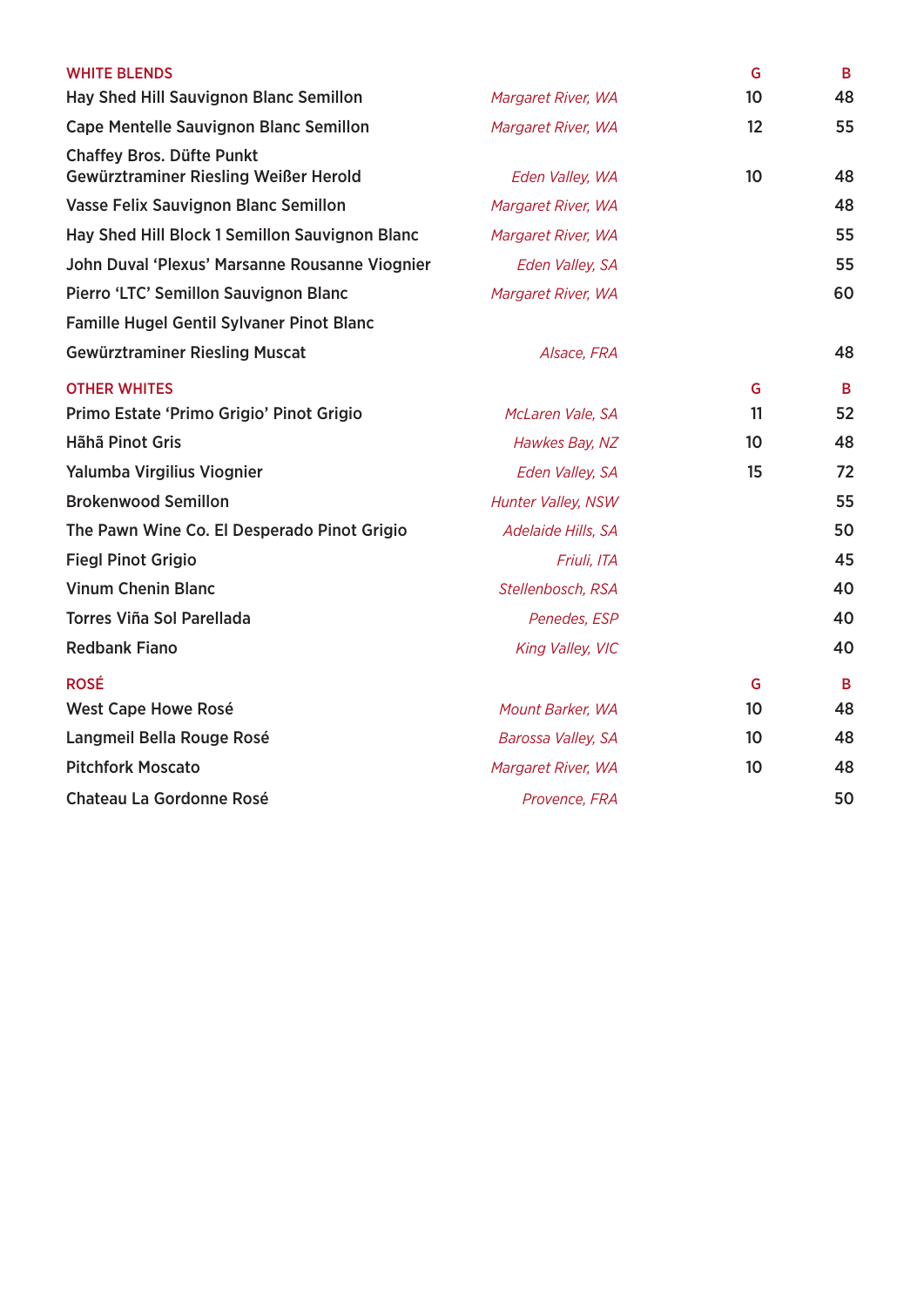## WHITE BLENDS

| Wine | Region | G | B |
|---|---|---|---|
| Hay Shed Hill Sauvignon Blanc Semillon | *Margaret River, WA* | 10 | 48 |
| Cape Mentelle Sauvignon Blanc Semillon | *Margaret River, WA* | 12 | 55 |
| Chaffey Bros. Düfte Punkt Gewürztraminer Riesling Weißer Herold | *Eden Valley, WA* | 10 | 48 |
| Vasse Felix Sauvignon Blanc Semillon | *Margaret River, WA* | | 48 |
| Hay Shed Hill Block 1 Semillon Sauvignon Blanc | *Margaret River, WA* | | 55 |
| John Duval 'Plexus' Marsanne Rousanne Viognier | *Eden Valley, SA* | | 55 |
| Pierro 'LTC' Semillon Sauvignon Blanc | *Margaret River, WA* | | 60 |
| Famille Hugel Gentil Sylvaner Pinot Blanc Gewürztraminer Riesling Muscat | *Alsace, FRA* | | 48 |

## OTHER WHITES

| Wine | Region | G | B |
|---|---|---|---|
| Primo Estate 'Primo Grigio' Pinot Grigio | *McLaren Vale, SA* | 11 | 52 |
| Hãhã Pinot Gris | *Hawkes Bay, NZ* | 10 | 48 |
| Yalumba Virgilius Viognier | *Eden Valley, SA* | 15 | 72 |
| Brokenwood Semillon | *Hunter Valley, NSW* | | 55 |
| The Pawn Wine Co. El Desperado Pinot Grigio | *Adelaide Hills, SA* | | 50 |
| Fiegl Pinot Grigio | *Friuli, ITA* | | 45 |
| Vinum Chenin Blanc | *Stellenbosch, RSA* | | 40 |
| Torres Viña Sol Parellada | *Penedes, ESP* | | 40 |
| Redbank Fiano | *King Valley, VIC* | | 40 |

## ROSÉ

| Wine | Region | G | B |
|---|---|---|---|
| West Cape Howe Rosé | *Mount Barker, WA* | 10 | 48 |
| Langmeil Bella Rouge Rosé | *Barossa Valley, SA* | 10 | 48 |
| Pitchfork Moscato | *Margaret River, WA* | 10 | 48 |
| Chateau La Gordonne Rosé | *Provence, FRA* | | 50 |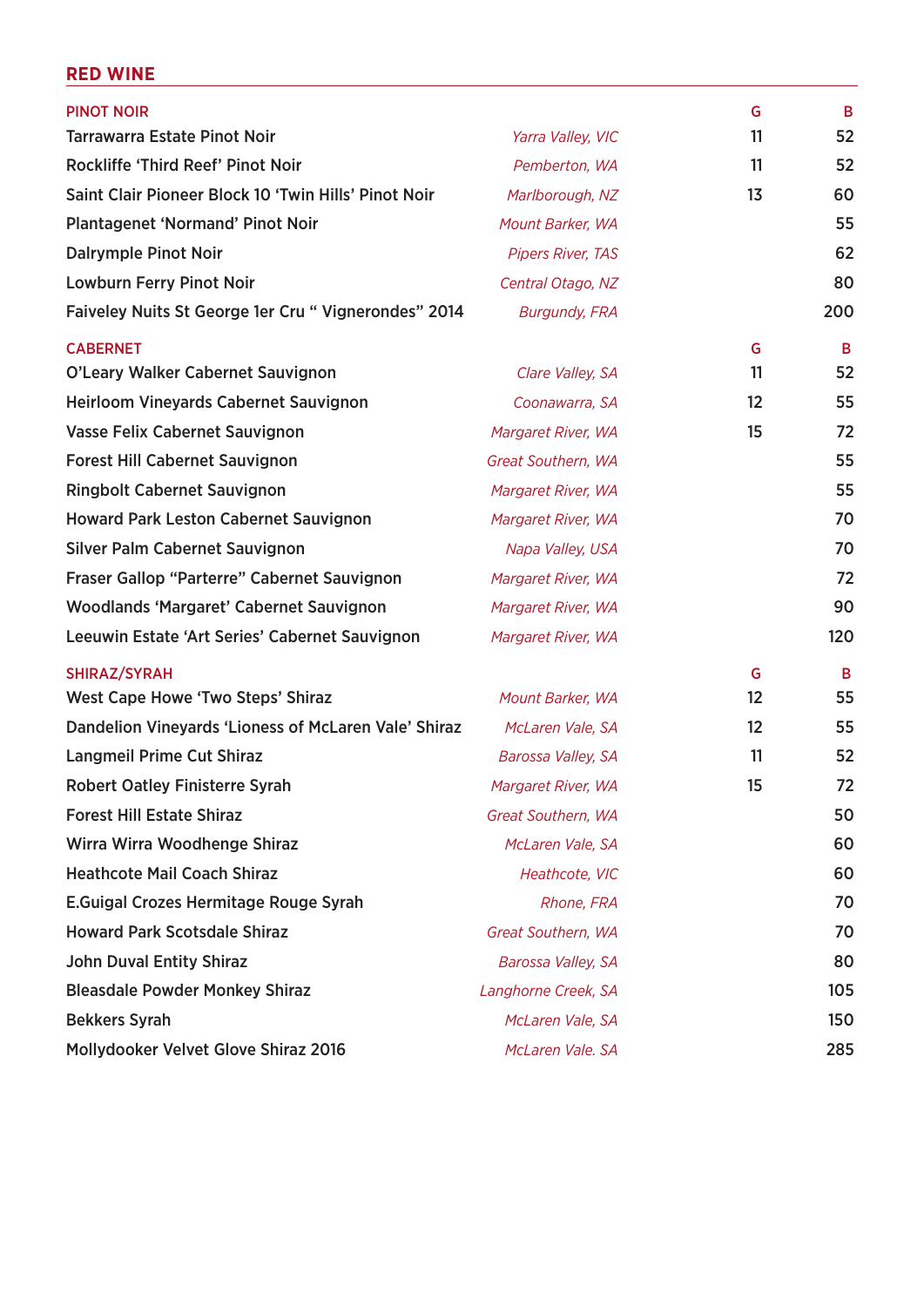## RED WINE

### PINOT NOIR

| PINOT NOIR | | G | B |
|---|---|---|---|
| Tarrawarra Estate Pinot Noir | *Yarra Valley, VIC* | 11 | 52 |
| Rockliffe 'Third Reef' Pinot Noir | *Pemberton, WA* | 11 | 52 |
| Saint Clair Pioneer Block 10 'Twin Hills' Pinot Noir | *Marlborough, NZ* | 13 | 60 |
| Plantagenet 'Normand' Pinot Noir | *Mount Barker, WA* | | 55 |
| Dalrymple Pinot Noir | *Pipers River, TAS* | | 62 |
| Lowburn Ferry Pinot Noir | *Central Otago, NZ* | | 80 |
| Faiveley Nuits St George 1er Cru " Vignerondes" 2014 | *Burgundy, FRA* | | 200 |

### CABERNET

| CABERNET | | G | B |
|---|---|---|---|
| O'Leary Walker Cabernet Sauvignon | *Clare Valley, SA* | 11 | 52 |
| Heirloom Vineyards Cabernet Sauvignon | *Coonawarra, SA* | 12 | 55 |
| Vasse Felix Cabernet Sauvignon | *Margaret River, WA* | 15 | 72 |
| Forest Hill Cabernet Sauvignon | *Great Southern, WA* | | 55 |
| Ringbolt Cabernet Sauvignon | *Margaret River, WA* | | 55 |
| Howard Park Leston Cabernet Sauvignon | *Margaret River, WA* | | 70 |
| Silver Palm Cabernet Sauvignon | *Napa Valley, USA* | | 70 |
| Fraser Gallop "Parterre" Cabernet Sauvignon | *Margaret River, WA* | | 72 |
| Woodlands 'Margaret' Cabernet Sauvignon | *Margaret River, WA* | | 90 |
| Leeuwin Estate 'Art Series' Cabernet Sauvignon | *Margaret River, WA* | | 120 |

### SHIRAZ/SYRAH

| SHIRAZ/SYRAH | | G | B |
|---|---|---|---|
| West Cape Howe 'Two Steps' Shiraz | *Mount Barker, WA* | 12 | 55 |
| Dandelion Vineyards 'Lioness of McLaren Vale' Shiraz | *McLaren Vale, SA* | 12 | 55 |
| Langmeil Prime Cut Shiraz | *Barossa Valley, SA* | 11 | 52 |
| Robert Oatley Finisterre Syrah | *Margaret River, WA* | 15 | 72 |
| Forest Hill Estate Shiraz | *Great Southern, WA* | | 50 |
| Wirra Wirra Woodhenge Shiraz | *McLaren Vale, SA* | | 60 |
| Heathcote Mail Coach Shiraz | *Heathcote, VIC* | | 60 |
| E.Guigal Crozes Hermitage Rouge Syrah | *Rhone, FRA* | | 70 |
| Howard Park Scotsdale Shiraz | *Great Southern, WA* | | 70 |
| John Duval Entity Shiraz | *Barossa Valley, SA* | | 80 |
| Bleasdale Powder Monkey Shiraz | *Langhorne Creek, SA* | | 105 |
| Bekkers Syrah | *McLaren Vale, SA* | | 150 |
| Mollydooker Velvet Glove Shiraz 2016 | *McLaren Vale. SA* | | 285 |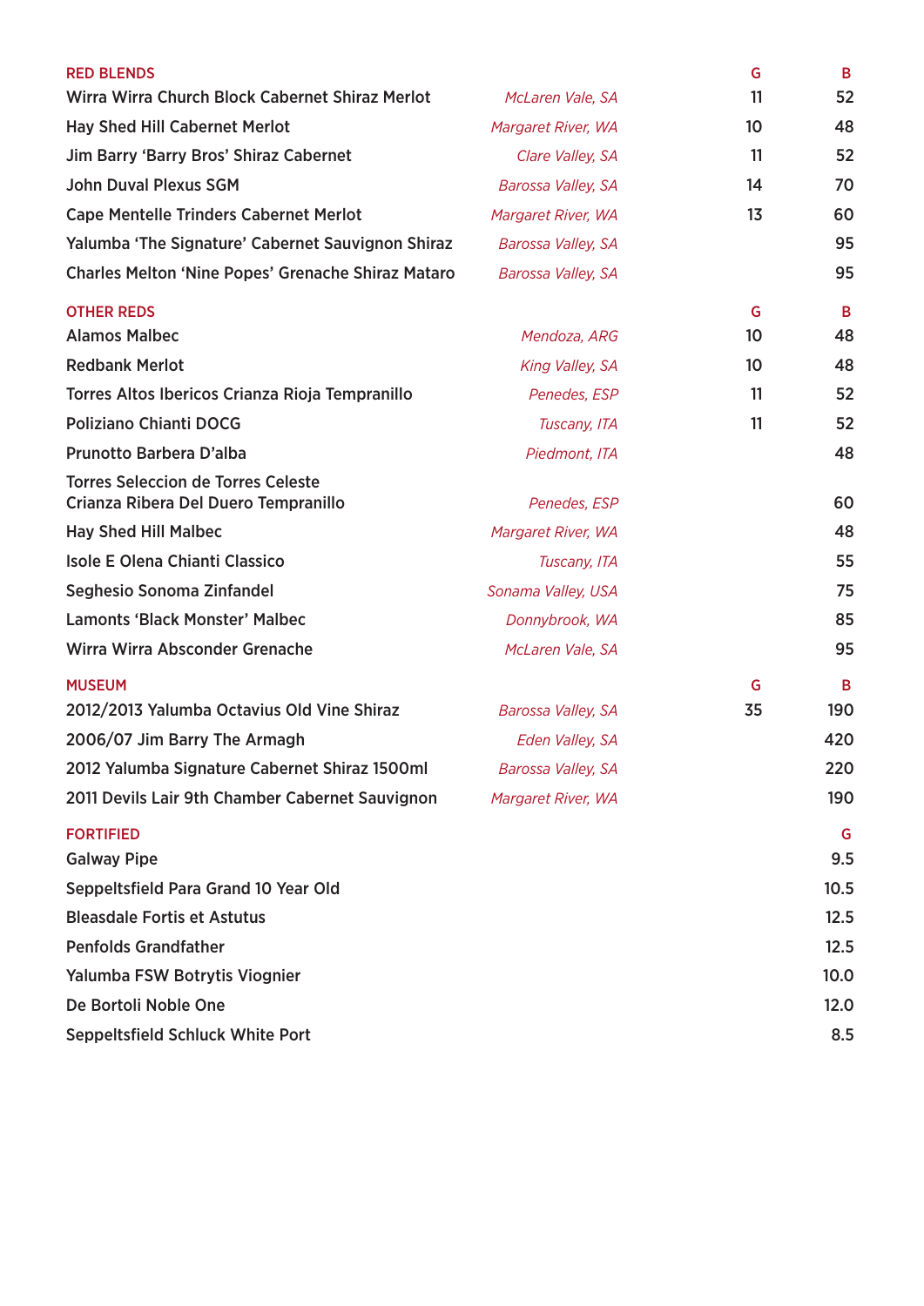## RED BLENDS

| Wine | Region | G | B |
|---|---|---|---|
| Wirra Wirra Church Block Cabernet Shiraz Merlot | *McLaren Vale, SA* | 11 | 52 |
| Hay Shed Hill Cabernet Merlot | *Margaret River, WA* | 10 | 48 |
| Jim Barry 'Barry Bros' Shiraz Cabernet | *Clare Valley, SA* | 11 | 52 |
| John Duval Plexus SGM | *Barossa Valley, SA* | 14 | 70 |
| Cape Mentelle Trinders Cabernet Merlot | *Margaret River, WA* | 13 | 60 |
| Yalumba 'The Signature' Cabernet Sauvignon Shiraz | *Barossa Valley, SA* | | 95 |
| Charles Melton 'Nine Popes' Grenache Shiraz Mataro | *Barossa Valley, SA* | | 95 |

## OTHER REDS

| Wine | Region | G | B |
|---|---|---|---|
| Alamos Malbec | *Mendoza, ARG* | 10 | 48 |
| Redbank Merlot | *King Valley, SA* | 10 | 48 |
| Torres Altos Ibericos Crianza Rioja Tempranillo | *Penedes, ESP* | 11 | 52 |
| Poliziano Chianti DOCG | *Tuscany, ITA* | 11 | 52 |
| Prunotto Barbera D'alba | *Piedmont, ITA* | | 48 |
| Torres Seleccion de Torres Celeste Crianza Ribera Del Duero Tempranillo | *Penedes, ESP* | | 60 |
| Hay Shed Hill Malbec | *Margaret River, WA* | | 48 |
| Isole E Olena Chianti Classico | *Tuscany, ITA* | | 55 |
| Seghesio Sonoma Zinfandel | *Sonama Valley, USA* | | 75 |
| Lamonts 'Black Monster' Malbec | *Donnybrook, WA* | | 85 |
| Wirra Wirra Absconder Grenache | *McLaren Vale, SA* | | 95 |

## MUSEUM

| Wine | Region | G | B |
|---|---|---|---|
| 2012/2013 Yalumba Octavius Old Vine Shiraz | *Barossa Valley, SA* | 35 | 190 |
| 2006/07 Jim Barry The Armagh | *Eden Valley, SA* | | 420 |
| 2012 Yalumba Signature Cabernet Shiraz 1500ml | *Barossa Valley, SA* | | 220 |
| 2011 Devils Lair 9th Chamber Cabernet Sauvignon | *Margaret River, WA* | | 190 |

## FORTIFIED

| Wine | G |
|---|---|
| Galway Pipe | 9.5 |
| Seppeltsfield Para Grand 10 Year Old | 10.5 |
| Bleasdale Fortis et Astutus | 12.5 |
| Penfolds Grandfather | 12.5 |
| Yalumba FSW Botrytis Viognier | 10.0 |
| De Bortoli Noble One | 12.0 |
| Seppeltsfield Schluck White Port | 8.5 |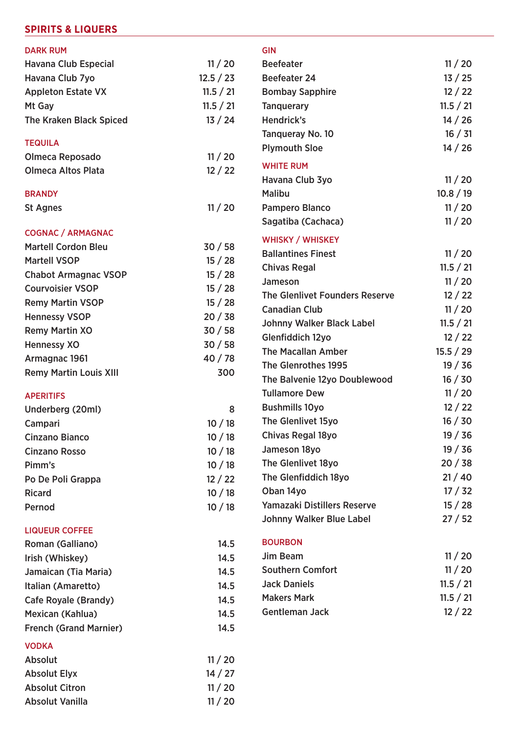## SPIRITS & LIQUERS

### DARK RUM

| | |
|---|---|
| Havana Club Especial | 11 / 20 |
| Havana Club 7yo | 12.5 / 23 |
| Appleton Estate VX | 11.5 / 21 |
| Mt Gay | 11.5 / 21 |
| The Kraken Black Spiced | 13 / 24 |

### TEQUILA

| | |
|---|---|
| Olmeca Reposado | 11 / 20 |
| Olmeca Altos Plata | 12 / 22 |

### BRANDY

| | |
|---|---|
| St Agnes | 11 / 20 |

### COGNAC / ARMAGNAC

| | |
|---|---|
| Martell Cordon Bleu | 30 / 58 |
| Martell VSOP | 15 / 28 |
| Chabot Armagnac VSOP | 15 / 28 |
| Courvoisier VSOP | 15 / 28 |
| Remy Martin VSOP | 15 / 28 |
| Hennessy VSOP | 20 / 38 |
| Remy Martin XO | 30 / 58 |
| Hennessy XO | 30 / 58 |
| Armagnac 1961 | 40 / 78 |
| Remy Martin Louis XIII | 300 |

### APERITIFS

| | |
|---|---|
| Underberg (20ml) | 8 |
| Campari | 10 / 18 |
| Cinzano Bianco | 10 / 18 |
| Cinzano Rosso | 10 / 18 |
| Pimm's | 10 / 18 |
| Po De Poli Grappa | 12 / 22 |
| Ricard | 10 / 18 |
| Pernod | 10 / 18 |

### LIQUEUR COFFEE

| | |
|---|---|
| Roman (Galliano) | 14.5 |
| Irish (Whiskey) | 14.5 |
| Jamaican (Tia Maria) | 14.5 |
| Italian (Amaretto) | 14.5 |
| Cafe Royale (Brandy) | 14.5 |
| Mexican (Kahlua) | 14.5 |
| French (Grand Marnier) | 14.5 |

### VODKA

| | |
|---|---|
| Absolut | 11 / 20 |
| Absolut Elyx | 14 / 27 |
| Absolut Citron | 11 / 20 |
| Absolut Vanilla | 11 / 20 |

### GIN

| | |
|---|---|
| Beefeater | 11 / 20 |
| Beefeater 24 | 13 / 25 |
| Bombay Sapphire | 12 / 22 |
| Tanquerary | 11.5 / 21 |
| Hendrick's | 14 / 26 |
| Tanqueray No. 10 | 16 / 31 |
| Plymouth Sloe | 14 / 26 |

### WHITE RUM

| | |
|---|---|
| Havana Club 3yo | 11 / 20 |
| Malibu | 10.8 / 19 |
| Pampero Blanco | 11 / 20 |
| Sagatiba (Cachaca) | 11 / 20 |

### WHISKY / WHISKEY

| | |
|---|---|
| Ballantines Finest | 11 / 20 |
| Chivas Regal | 11.5 / 21 |
| Jameson | 11 / 20 |
| The Glenlivet Founders Reserve | 12 / 22 |
| Canadian Club | 11 / 20 |
| Johnny Walker Black Label | 11.5 / 21 |
| Glenfiddich 12yo | 12 / 22 |
| The Macallan Amber | 15.5 / 29 |
| The Glenrothes 1995 | 19 / 36 |
| The Balvenie 12yo Doublewood | 16 / 30 |
| Tullamore Dew | 11 / 20 |
| Bushmills 10yo | 12 / 22 |
| The Glenlivet 15yo | 16 / 30 |
| Chivas Regal 18yo | 19 / 36 |
| Jameson 18yo | 19 / 36 |
| The Glenlivet 18yo | 20 / 38 |
| The Glenfiddich 18yo | 21 / 40 |
| Oban 14yo | 17 / 32 |
| Yamazaki Distillers Reserve | 15 / 28 |
| Johnny Walker Blue Label | 27 / 52 |

### BOURBON

| | |
|---|---|
| Jim Beam | 11 / 20 |
| Southern Comfort | 11 / 20 |
| Jack Daniels | 11.5 / 21 |
| Makers Mark | 11.5 / 21 |
| Gentleman Jack | 12 / 22 |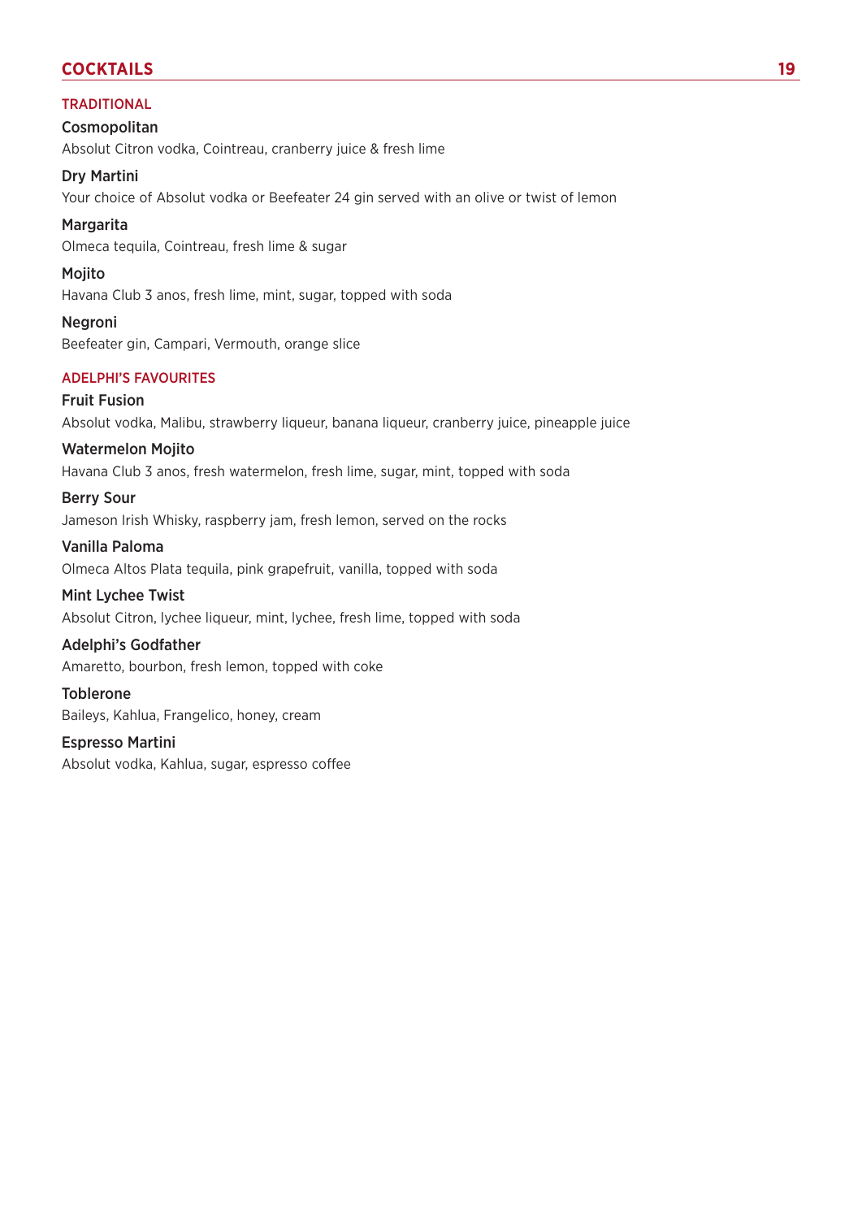## COCKTAILS

### TRADITIONAL

**Cosmopolitan**
Absolut Citron vodka, Cointreau, cranberry juice & fresh lime

**Dry Martini**
Your choice of Absolut vodka or Beefeater 24 gin served with an olive or twist of lemon

**Margarita**
Olmeca tequila, Cointreau, fresh lime & sugar

**Mojito**
Havana Club 3 anos, fresh lime, mint, sugar, topped with soda

**Negroni**
Beefeater gin, Campari, Vermouth, orange slice

### ADELPHI'S FAVOURITES

**Fruit Fusion**
Absolut vodka, Malibu, strawberry liqueur, banana liqueur, cranberry juice, pineapple juice

**Watermelon Mojito**
Havana Club 3 anos, fresh watermelon, fresh lime, sugar, mint, topped with soda

**Berry Sour**
Jameson Irish Whisky, raspberry jam, fresh lemon, served on the rocks

**Vanilla Paloma**
Olmeca Altos Plata tequila, pink grapefruit, vanilla, topped with soda

**Mint Lychee Twist**
Absolut Citron, lychee liqueur, mint, lychee, fresh lime, topped with soda

**Adelphi's Godfather**
Amaretto, bourbon, fresh lemon, topped with coke

**Toblerone**
Baileys, Kahlua, Frangelico, honey, cream

**Espresso Martini**
Absolut vodka, Kahlua, sugar, espresso coffee